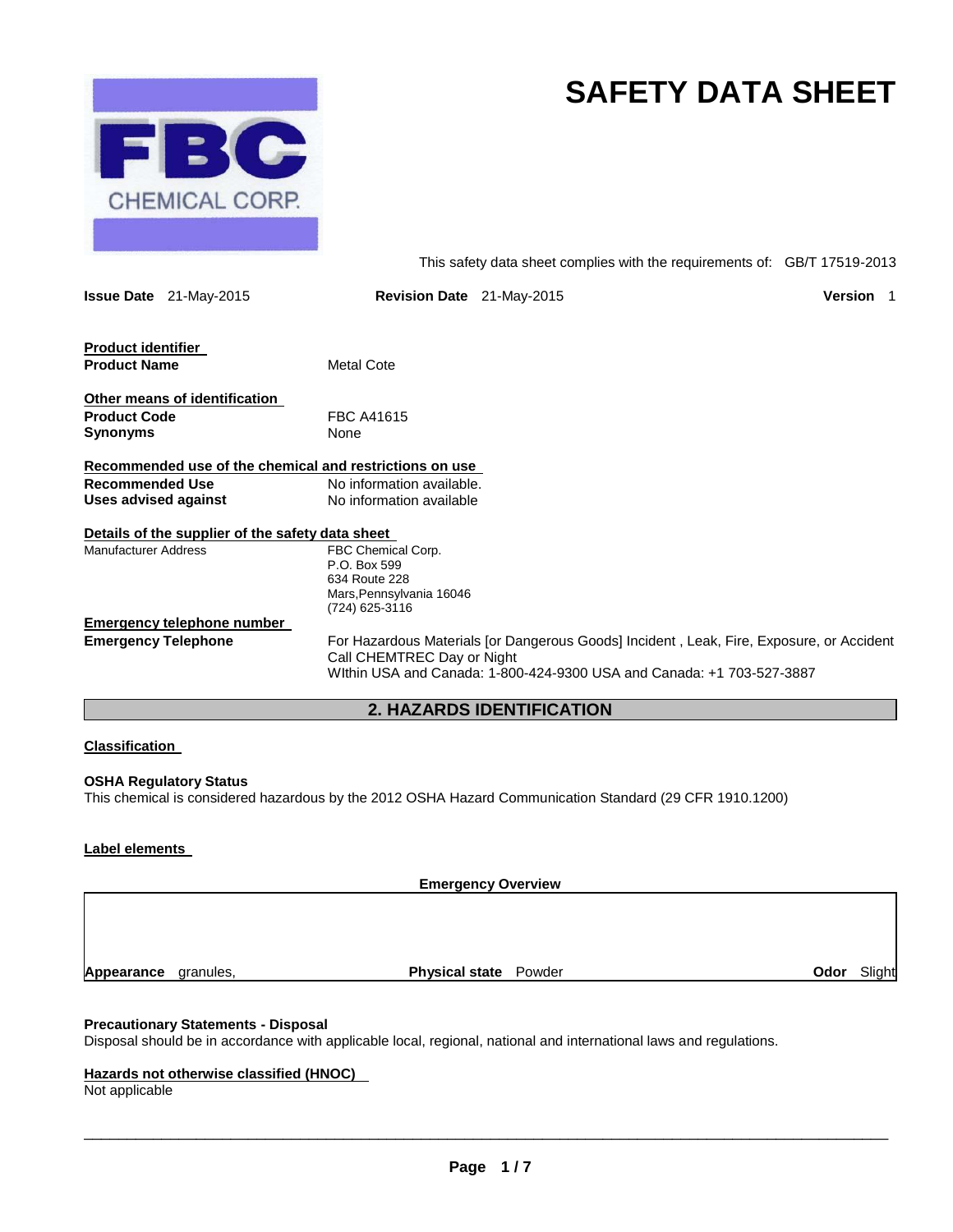# SAFETY DATA SHEET

FBC CHEMICAL CORP.

This safety data sheet complies with the requirements of: GB/T 17519-2013

**Issue Date** 21-May-2015 **Revision Date** 21-May-2015 **Version** 1

**Product identifier**

| | |
|---|---|
| **Product Name** | Metal Cote |

**Other means of identification**

| | |
|---|---|
| **Product Code** | FBC A41615 |
| **Synonyms** | None |

**Recommended use of the chemical and restrictions on use**

| | |
|---|---|
| **Recommended Use** | No information available. |
| **Uses advised against** | No information available |

**Details of the supplier of the safety data sheet**

| | |
|---|---|
| Manufacturer Address | FBC Chemical Corp.<br>P.O. Box 599<br>634 Route 228<br>Mars,Pennsylvania 16046<br>(724) 625-3116 |

**Emergency telephone number**

| | |
|---|---|
| **Emergency Telephone** | For Hazardous Materials [or Dangerous Goods] Incident , Leak, Fire, Exposure, or Accident Call CHEMTREC Day or Night<br>WIthin USA and Canada: 1-800-424-9300 USA and Canada: +1 703-527-3887 |

## 2. HAZARDS IDENTIFICATION

**Classification**

**OSHA Regulatory Status**
This chemical is considered hazardous by the 2012 OSHA Hazard Communication Standard (29 CFR 1910.1200)

**Label elements**

**Emergency Overview**

| | | |
|---|---|---|
| **Appearance** granules, | **Physical state** Powder | **Odor** Slight |

**Precautionary Statements - Disposal**
Disposal should be in accordance with applicable local, regional, national and international laws and regulations.

**Hazards not otherwise classified (HNOC)**
Not applicable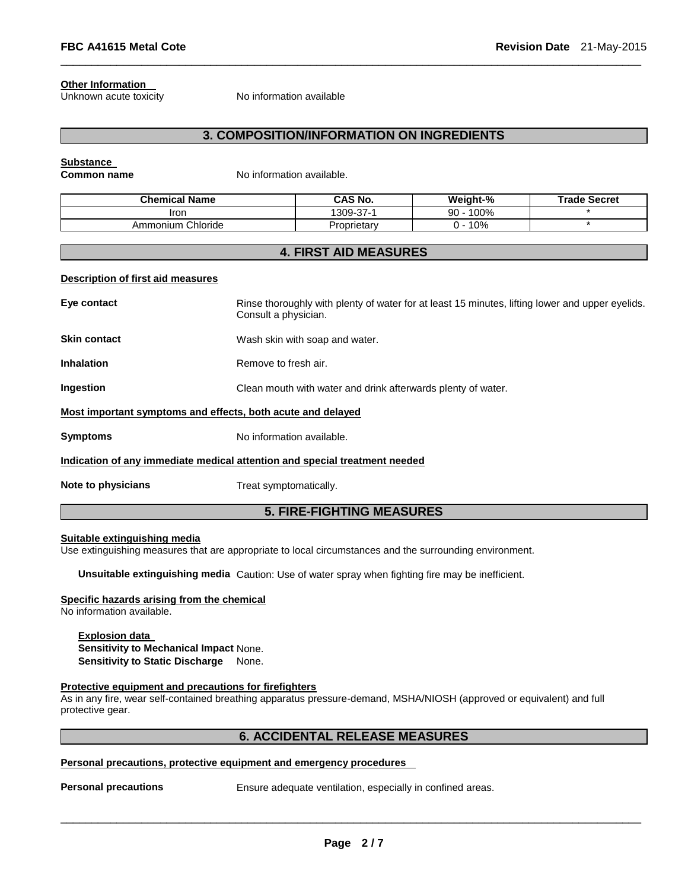**Other Information**

Unknown acute toxicity No information available

## 3. COMPOSITION/INFORMATION ON INGREDIENTS

**Substance**

**Common name** No information available.

| Chemical Name | CAS No. | Weight-% | Trade Secret |
|---|---|---|---|
| Iron | 1309-37-1 | 90 - 100% | * |
| Ammonium Chloride | Proprietary | 0 - 10% | * |

## 4. FIRST AID MEASURES

**Description of first aid measures**

**Eye contact** Rinse thoroughly with plenty of water for at least 15 minutes, lifting lower and upper eyelids. Consult a physician.

**Skin contact** Wash skin with soap and water.

**Inhalation** Remove to fresh air.

**Ingestion** Clean mouth with water and drink afterwards plenty of water.

**Most important symptoms and effects, both acute and delayed**

**Symptoms** No information available.

**Indication of any immediate medical attention and special treatment needed**

**Note to physicians** Treat symptomatically.

## 5. FIRE-FIGHTING MEASURES

**Suitable extinguishing media**

Use extinguishing measures that are appropriate to local circumstances and the surrounding environment.

**Unsuitable extinguishing media** Caution: Use of water spray when fighting fire may be inefficient.

**Specific hazards arising from the chemical**

No information available.

**Explosion data**

**Sensitivity to Mechanical Impact** None.

**Sensitivity to Static Discharge** None.

**Protective equipment and precautions for firefighters**

As in any fire, wear self-contained breathing apparatus pressure-demand, MSHA/NIOSH (approved or equivalent) and full protective gear.

## 6. ACCIDENTAL RELEASE MEASURES

**Personal precautions, protective equipment and emergency procedures**

**Personal precautions** Ensure adequate ventilation, especially in confined areas.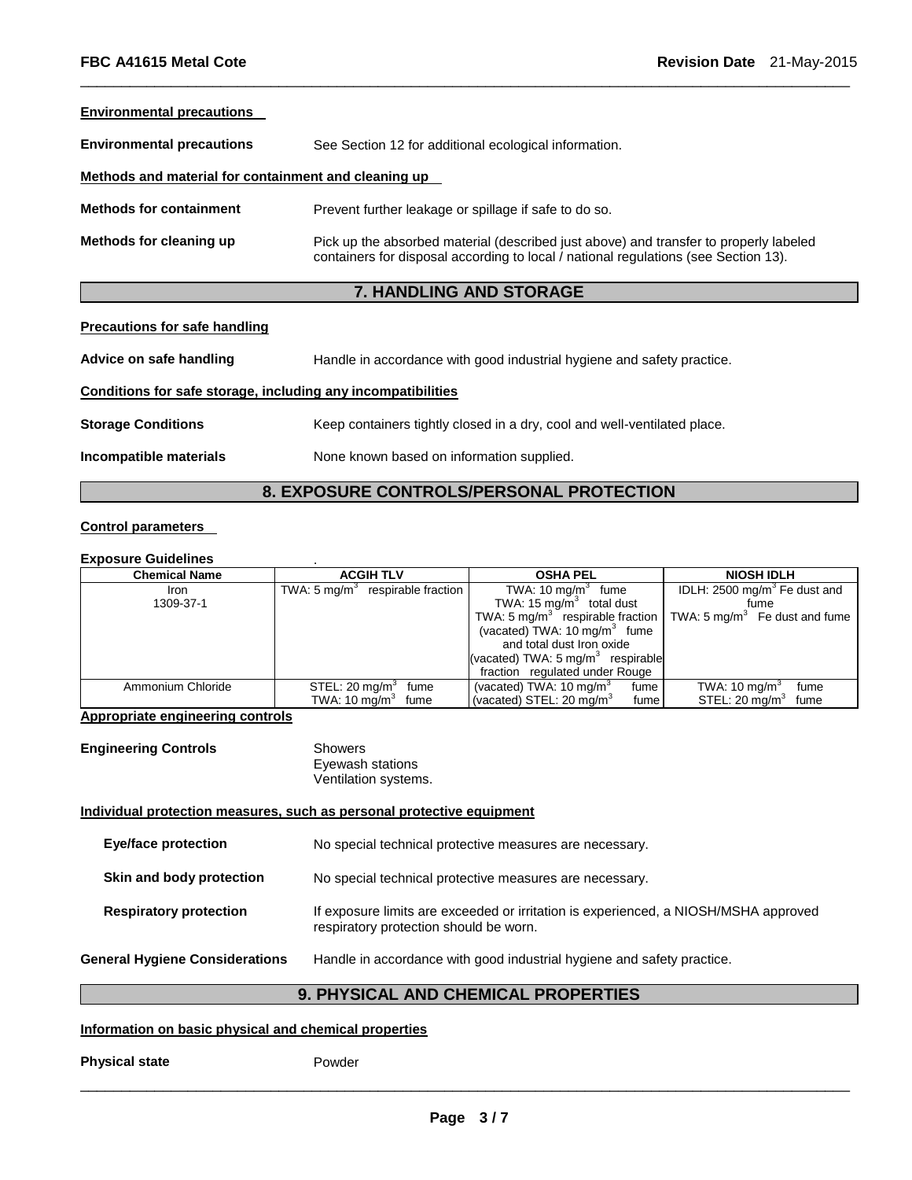**Environmental precautions**

**Environmental precautions** See Section 12 for additional ecological information.

**Methods and material for containment and cleaning up**

**Methods for containment** Prevent further leakage or spillage if safe to do so.

**Methods for cleaning up** Pick up the absorbed material (described just above) and transfer to properly labeled containers for disposal according to local / national regulations (see Section 13).

## 7. HANDLING AND STORAGE

**Precautions for safe handling**

**Advice on safe handling** Handle in accordance with good industrial hygiene and safety practice.

**Conditions for safe storage, including any incompatibilities**

**Storage Conditions** Keep containers tightly closed in a dry, cool and well-ventilated place.

**Incompatible materials** None known based on information supplied.

## 8. EXPOSURE CONTROLS/PERSONAL PROTECTION

**Control parameters**

**Exposure Guidelines** .

| Chemical Name | ACGIH TLV | OSHA PEL | NIOSH IDLH |
|---|---|---|---|
| Iron 1309-37-1 | TWA: 5 mg/m$^3$ respirable fraction | TWA: 10 mg/m$^3$ fume TWA: 15 mg/m$^3$ total dust TWA: 5 mg/m$^3$ respirable fraction (vacated) TWA: 10 mg/m$^3$ fume and total dust Iron oxide (vacated) TWA: 5 mg/m$^3$ respirable fraction regulated under Rouge | IDLH: 2500 mg/m$^3$ Fe dust and fume TWA: 5 mg/m$^3$ Fe dust and fume |
| Ammonium Chloride | STEL: 20 mg/m$^3$ fume TWA: 10 mg/m$^3$ fume | (vacated) TWA: 10 mg/m$^3$ fume (vacated) STEL: 20 mg/m$^3$ fume | TWA: 10 mg/m$^3$ fume STEL: 20 mg/m$^3$ fume |

**Appropriate engineering controls**

**Engineering Controls** Showers
Eyewash stations
Ventilation systems.

**Individual protection measures, such as personal protective equipment**

**Eye/face protection** No special technical protective measures are necessary.

**Skin and body protection** No special technical protective measures are necessary.

**Respiratory protection** If exposure limits are exceeded or irritation is experienced, a NIOSH/MSHA approved respiratory protection should be worn.

**General Hygiene Considerations** Handle in accordance with good industrial hygiene and safety practice.

## 9. PHYSICAL AND CHEMICAL PROPERTIES

**Information on basic physical and chemical properties**

**Physical state** Powder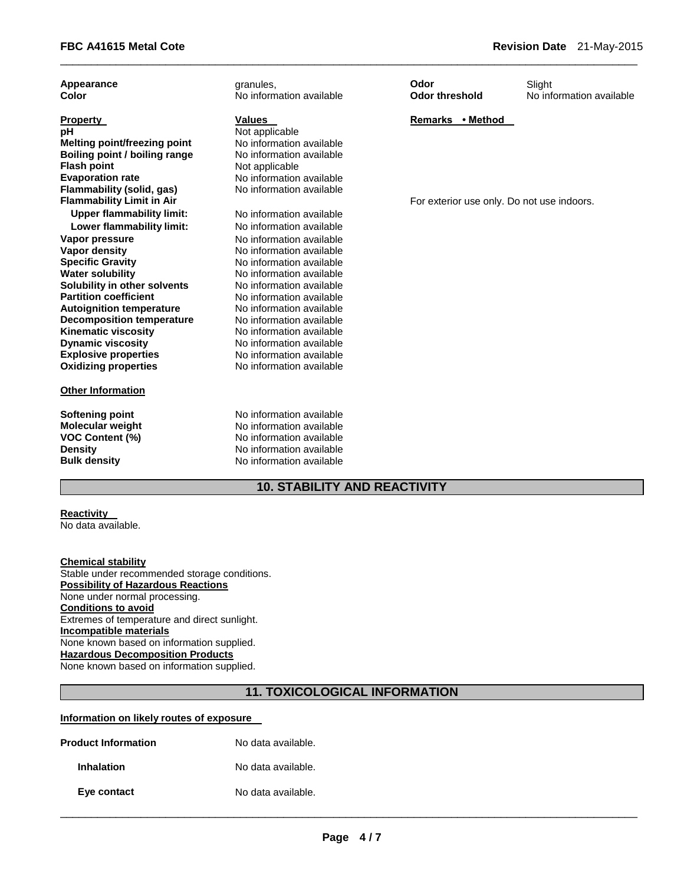| Appearance | granules, | Odor | Slight |
| --- | --- | --- | --- |
| Color | No information available | Odor threshold | No information available |

| Property | Values | Remarks • Method |
| --- | --- | --- |
| pH | Not applicable | |
| Melting point/freezing point | No information available | |
| Boiling point / boiling range | No information available | |
| Flash point | Not applicable | |
| Evaporation rate | No information available | |
| Flammability (solid, gas) | No information available | |
| Flammability Limit in Air | | For exterior use only. Do not use indoors. |
| Upper flammability limit: | No information available | |
| Lower flammability limit: | No information available | |
| Vapor pressure | No information available | |
| Vapor density | No information available | |
| Specific Gravity | No information available | |
| Water solubility | No information available | |
| Solubility in other solvents | No information available | |
| Partition coefficient | No information available | |
| Autoignition temperature | No information available | |
| Decomposition temperature | No information available | |
| Kinematic viscosity | No information available | |
| Dynamic viscosity | No information available | |
| Explosive properties | No information available | |
| Oxidizing properties | No information available | |

**Other Information**

| | |
| --- | --- |
| Softening point | No information available |
| Molecular weight | No information available |
| VOC Content (%) | No information available |
| Density | No information available |
| Bulk density | No information available |

## 10. STABILITY AND REACTIVITY

**Reactivity**
No data available.

**Chemical stability**
Stable under recommended storage conditions.

**Possibility of Hazardous Reactions**
None under normal processing.

**Conditions to avoid**
Extremes of temperature and direct sunlight.

**Incompatible materials**
None known based on information supplied.

**Hazardous Decomposition Products**
None known based on information supplied.

## 11. TOXICOLOGICAL INFORMATION

**Information on likely routes of exposure**

| | |
| --- | --- |
| **Product Information** | No data available. |
| **Inhalation** | No data available. |
| **Eye contact** | No data available. |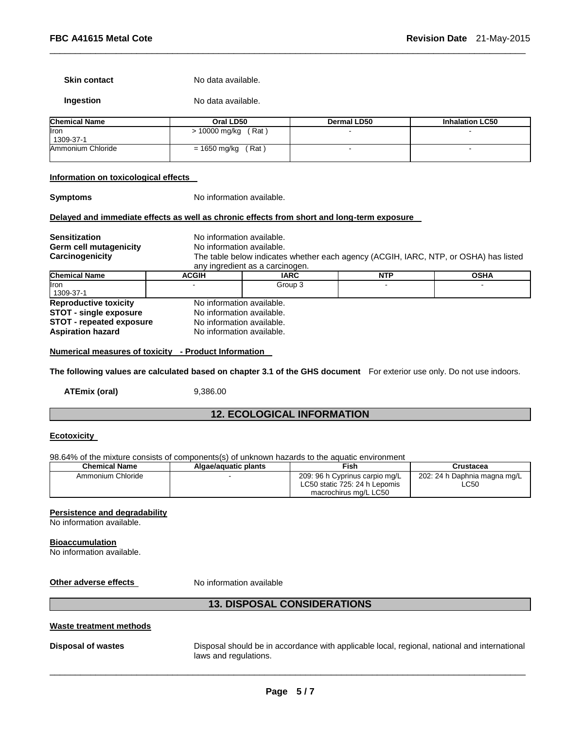**Skin contact** No data available.

**Ingestion** No data available.

| Chemical Name | Oral LD50 | Dermal LD50 | Inhalation LC50 |
| --- | --- | --- | --- |
| Iron<br>1309-37-1 | > 10000 mg/kg ( Rat ) | - | - |
| Ammonium Chloride | = 1650 mg/kg ( Rat ) | - | - |

**Information on toxicological effects**

**Symptoms** No information available.

**Delayed and immediate effects as well as chronic effects from short and long-term exposure**

**Sensitization** No information available.
**Germ cell mutagenicity** No information available.
**Carcinogenicity** The table below indicates whether each agency (ACGIH, IARC, NTP, or OSHA) has listed any ingredient as a carcinogen.

| Chemical Name | ACGIH | IARC | NTP | OSHA |
| --- | --- | --- | --- | --- |
| Iron<br>1309-37-1 | - | Group 3 | - | - |

**Reproductive toxicity** No information available.
**STOT - single exposure** No information available.
**STOT - repeated exposure** No information available.
**Aspiration hazard** No information available.

**Numerical measures of toxicity - Product Information**

**The following values are calculated based on chapter 3.1 of the GHS document** For exterior use only. Do not use indoors.

**ATEmix (oral)** 9,386.00

## 12. ECOLOGICAL INFORMATION

**Ecotoxicity**

98.64% of the mixture consists of components(s) of unknown hazards to the aquatic environment

| Chemical Name | Algae/aquatic plants | Fish | Crustacea |
| --- | --- | --- | --- |
| Ammonium Chloride | - | 209: 96 h Cyprinus carpio mg/L LC50 static 725: 24 h Lepomis macrochirus mg/L LC50 | 202: 24 h Daphnia magna mg/L LC50 |

**Persistence and degradability**
No information available.

**Bioaccumulation**
No information available.

**Other adverse effects** No information available

## 13. DISPOSAL CONSIDERATIONS

**Waste treatment methods**

**Disposal of wastes** Disposal should be in accordance with applicable local, regional, national and international laws and regulations.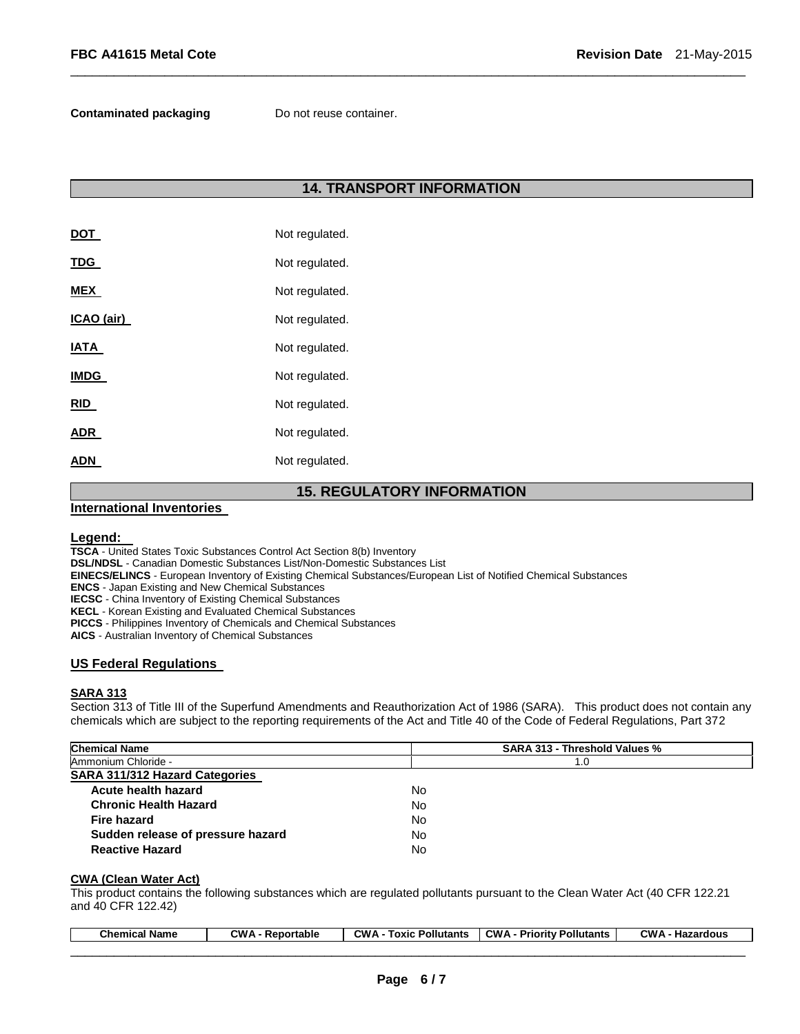**Contaminated packaging** Do not reuse container.

## 14. TRANSPORT INFORMATION

| | |
|---|---|
| **DOT** | Not regulated. |
| **TDG** | Not regulated. |
| **MEX** | Not regulated. |
| **ICAO (air)** | Not regulated. |
| **IATA** | Not regulated. |
| **IMDG** | Not regulated. |
| **RID** | Not regulated. |
| **ADR** | Not regulated. |
| **ADN** | Not regulated. |

## 15. REGULATORY INFORMATION

### International Inventories

**Legend:**

**TSCA** - United States Toxic Substances Control Act Section 8(b) Inventory
**DSL/NDSL** - Canadian Domestic Substances List/Non-Domestic Substances List
**EINECS/ELINCS** - European Inventory of Existing Chemical Substances/European List of Notified Chemical Substances
**ENCS** - Japan Existing and New Chemical Substances
**IECSC** - China Inventory of Existing Chemical Substances
**KECL** - Korean Existing and Evaluated Chemical Substances
**PICCS** - Philippines Inventory of Chemicals and Chemical Substances
**AICS** - Australian Inventory of Chemical Substances

### US Federal Regulations

**SARA 313**

Section 313 of Title III of the Superfund Amendments and Reauthorization Act of 1986 (SARA). This product does not contain any chemicals which are subject to the reporting requirements of the Act and Title 40 of the Code of Federal Regulations, Part 372

| Chemical Name | SARA 313 - Threshold Values % |
|---|---|
| Ammonium Chloride - | 1.0 |

**SARA 311/312 Hazard Categories**

| | |
|---|---|
| **Acute health hazard** | No |
| **Chronic Health Hazard** | No |
| **Fire hazard** | No |
| **Sudden release of pressure hazard** | No |
| **Reactive Hazard** | No |

**CWA (Clean Water Act)**

This product contains the following substances which are regulated pollutants pursuant to the Clean Water Act (40 CFR 122.21 and 40 CFR 122.42)

| Chemical Name | CWA - Reportable | CWA - Toxic Pollutants | CWA - Priority Pollutants | CWA - Hazardous |
|---|---|---|---|---|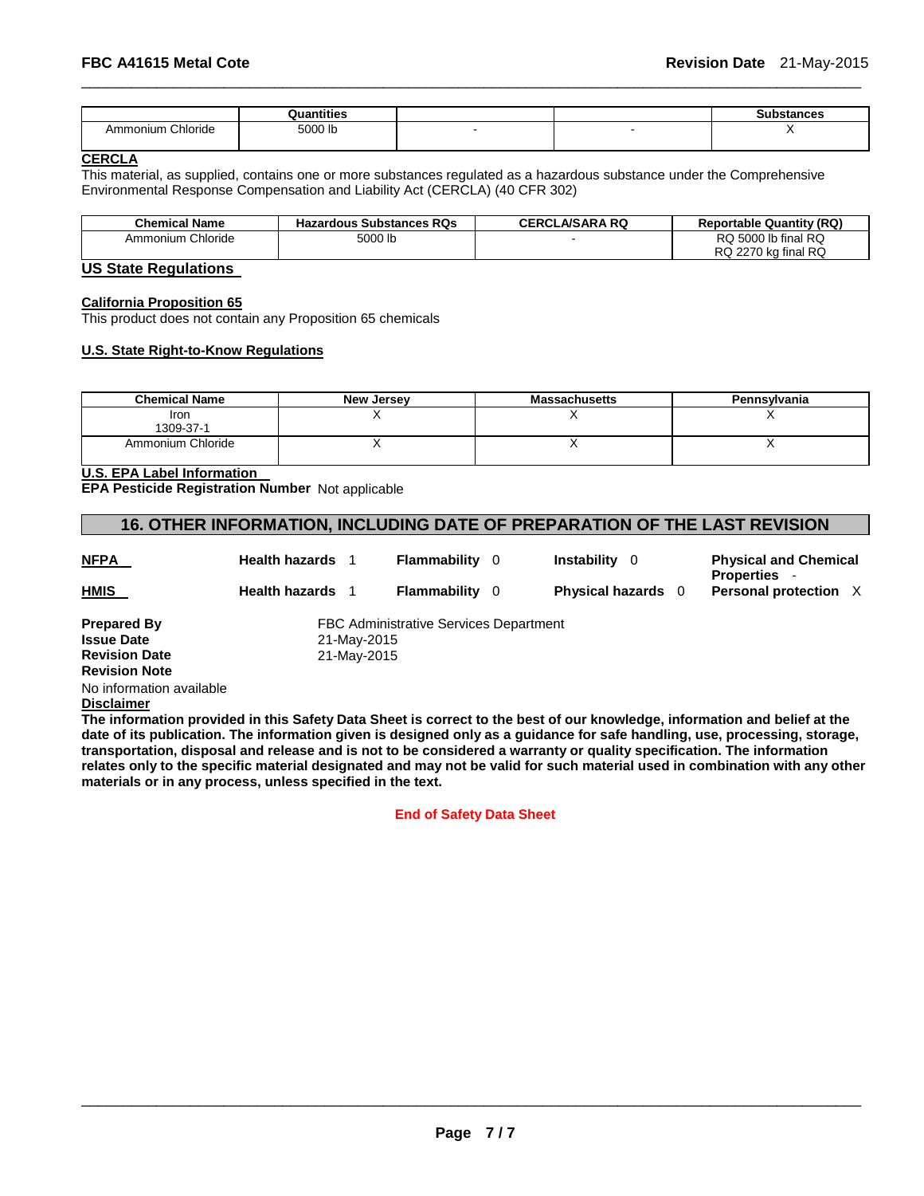| | Quantities | | | Substances |
|---|---|---|---|---|
| Ammonium Chloride | 5000 lb | - | - | X |

**CERCLA**

This material, as supplied, contains one or more substances regulated as a hazardous substance under the Comprehensive Environmental Response Compensation and Liability Act (CERCLA) (40 CFR 302)

| Chemical Name | Hazardous Substances RQs | CERCLA/SARA RQ | Reportable Quantity (RQ) |
|---|---|---|---|
| Ammonium Chloride | 5000 lb | - | RQ 5000 lb final RQ<br>RQ 2270 kg final RQ |

## US State Regulations

**California Proposition 65**

This product does not contain any Proposition 65 chemicals

**U.S. State Right-to-Know Regulations**

| Chemical Name | New Jersey | Massachusetts | Pennsylvania |
|---|---|---|---|
| Iron<br>1309-37-1 | X | X | X |
| Ammonium Chloride | X | X | X |

**U.S. EPA Label Information**

**EPA Pesticide Registration Number** Not applicable

## 16. OTHER INFORMATION, INCLUDING DATE OF PREPARATION OF THE LAST REVISION

| | | | | |
|---|---|---|---|---|
| **NFPA** | **Health hazards** 1 | **Flammability** 0 | **Instability** 0 | **Physical and Chemical Properties** - |
| **HMIS** | **Health hazards** 1 | **Flammability** 0 | **Physical hazards** 0 | **Personal protection** X |

**Prepared By** FBC Administrative Services Department
**Issue Date** 21-May-2015
**Revision Date** 21-May-2015
**Revision Note**

No information available

**Disclaimer**

**The information provided in this Safety Data Sheet is correct to the best of our knowledge, information and belief at the date of its publication. The information given is designed only as a guidance for safe handling, use, processing, storage, transportation, disposal and release and is not to be considered a warranty or quality specification. The information relates only to the specific material designated and may not be valid for such material used in combination with any other materials or in any process, unless specified in the text.**

**End of Safety Data Sheet**